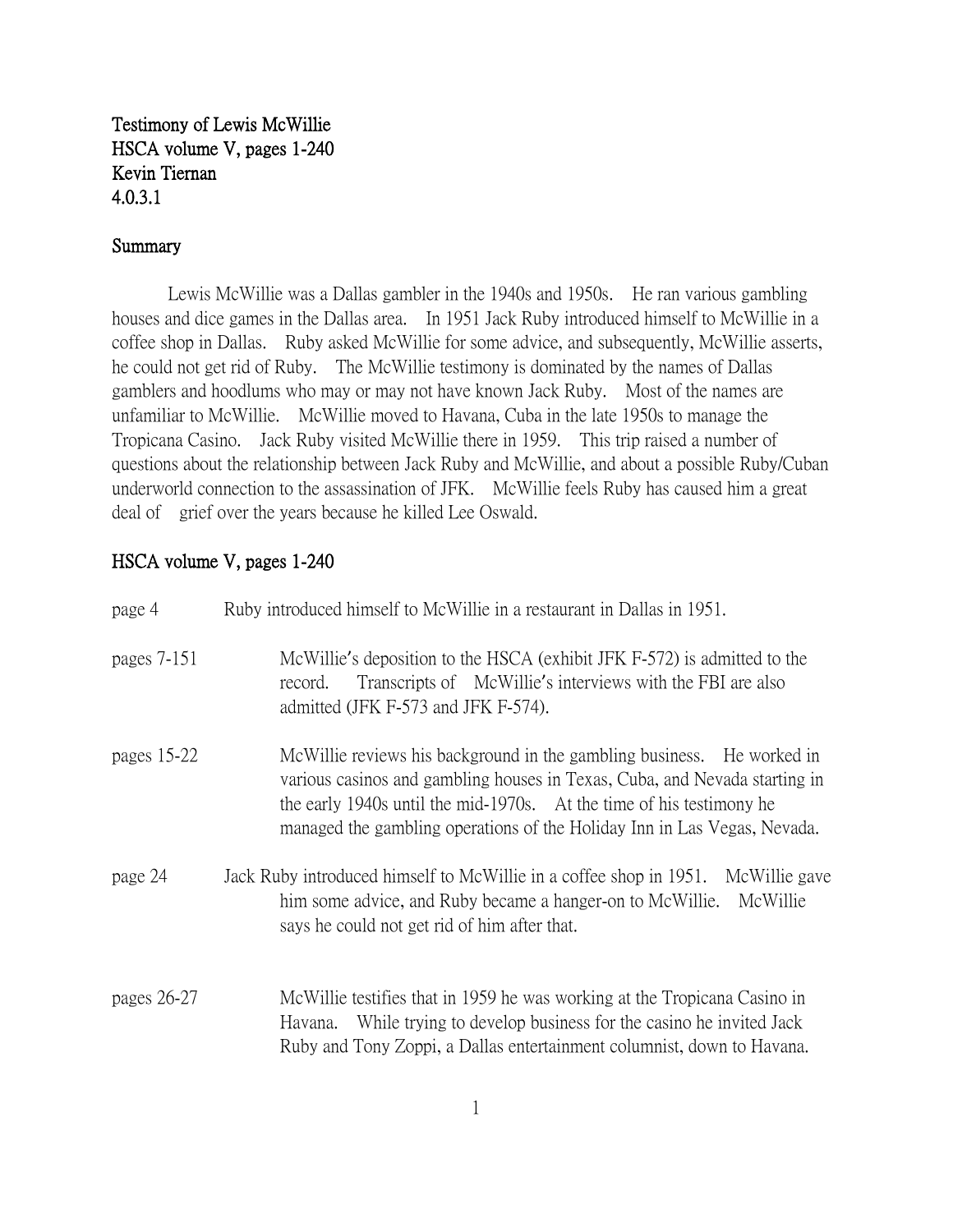# Testimony of Lewis McWillie
HSCA volume V, pages 1-240
Kevin Tiernan
4.0.3.1

## Summary

Lewis McWillie was a Dallas gambler in the 1940s and 1950s. He ran various gambling houses and dice games in the Dallas area. In 1951 Jack Ruby introduced himself to McWillie in a coffee shop in Dallas. Ruby asked McWillie for some advice, and subsequently, McWillie asserts, he could not get rid of Ruby. The McWillie testimony is dominated by the names of Dallas gamblers and hoodlums who may or may not have known Jack Ruby. Most of the names are unfamiliar to McWillie. McWillie moved to Havana, Cuba in the late 1950s to manage the Tropicana Casino. Jack Ruby visited McWillie there in 1959. This trip raised a number of questions about the relationship between Jack Ruby and McWillie, and about a possible Ruby/Cuban underworld connection to the assassination of JFK. McWillie feels Ruby has caused him a great deal of grief over the years because he killed Lee Oswald.

## HSCA volume V, pages 1-240

page 4 — Ruby introduced himself to McWillie in a restaurant in Dallas in 1951.

pages 7-151 — McWillie's deposition to the HSCA (exhibit JFK F-572) is admitted to the record. Transcripts of McWillie's interviews with the FBI are also admitted (JFK F-573 and JFK F-574).

pages 15-22 — McWillie reviews his background in the gambling business. He worked in various casinos and gambling houses in Texas, Cuba, and Nevada starting in the early 1940s until the mid-1970s. At the time of his testimony he managed the gambling operations of the Holiday Inn in Las Vegas, Nevada.

page 24 — Jack Ruby introduced himself to McWillie in a coffee shop in 1951. McWillie gave him some advice, and Ruby became a hanger-on to McWillie. McWillie says he could not get rid of him after that.

pages 26-27 — McWillie testifies that in 1959 he was working at the Tropicana Casino in Havana. While trying to develop business for the casino he invited Jack Ruby and Tony Zoppi, a Dallas entertainment columnist, down to Havana.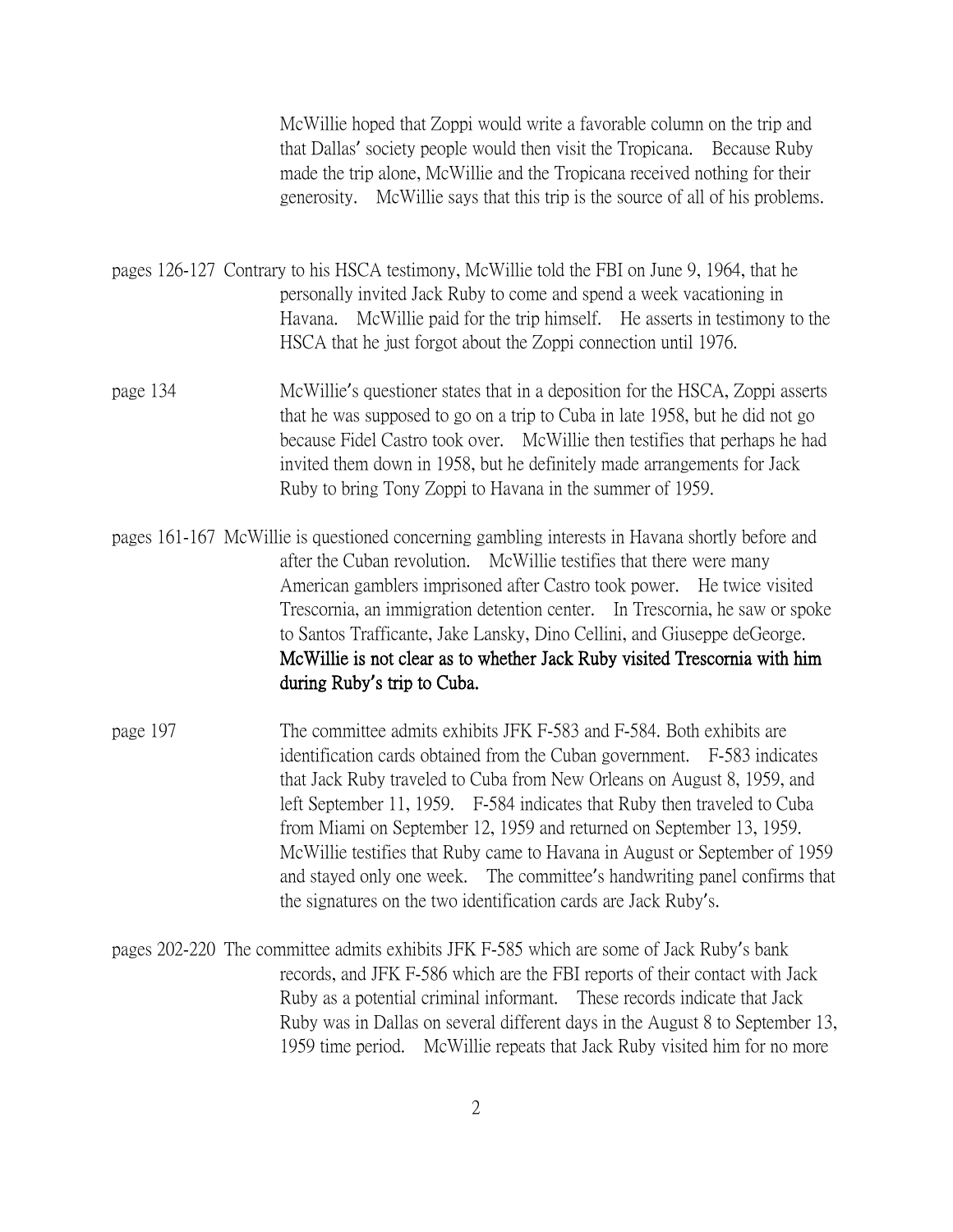McWillie hoped that Zoppi would write a favorable column on the trip and that Dallas' society people would then visit the Tropicana. Because Ruby made the trip alone, McWillie and the Tropicana received nothing for their generosity. McWillie says that this trip is the source of all of his problems.

pages 126-127 Contrary to his HSCA testimony, McWillie told the FBI on June 9, 1964, that he personally invited Jack Ruby to come and spend a week vacationing in Havana. McWillie paid for the trip himself. He asserts in testimony to the HSCA that he just forgot about the Zoppi connection until 1976.

page 134 McWillie's questioner states that in a deposition for the HSCA, Zoppi asserts that he was supposed to go on a trip to Cuba in late 1958, but he did not go because Fidel Castro took over. McWillie then testifies that perhaps he had invited them down in 1958, but he definitely made arrangements for Jack Ruby to bring Tony Zoppi to Havana in the summer of 1959.

pages 161-167 McWillie is questioned concerning gambling interests in Havana shortly before and after the Cuban revolution. McWillie testifies that there were many American gamblers imprisoned after Castro took power. He twice visited Trescornia, an immigration detention center. In Trescornia, he saw or spoke to Santos Trafficante, Jake Lansky, Dino Cellini, and Giuseppe deGeorge. **McWillie is not clear as to whether Jack Ruby visited Trescornia with him during Ruby's trip to Cuba.**

page 197 The committee admits exhibits JFK F-583 and F-584. Both exhibits are identification cards obtained from the Cuban government. F-583 indicates that Jack Ruby traveled to Cuba from New Orleans on August 8, 1959, and left September 11, 1959. F-584 indicates that Ruby then traveled to Cuba from Miami on September 12, 1959 and returned on September 13, 1959. McWillie testifies that Ruby came to Havana in August or September of 1959 and stayed only one week. The committee's handwriting panel confirms that the signatures on the two identification cards are Jack Ruby's.

pages 202-220 The committee admits exhibits JFK F-585 which are some of Jack Ruby's bank records, and JFK F-586 which are the FBI reports of their contact with Jack Ruby as a potential criminal informant. These records indicate that Jack Ruby was in Dallas on several different days in the August 8 to September 13, 1959 time period. McWillie repeats that Jack Ruby visited him for no more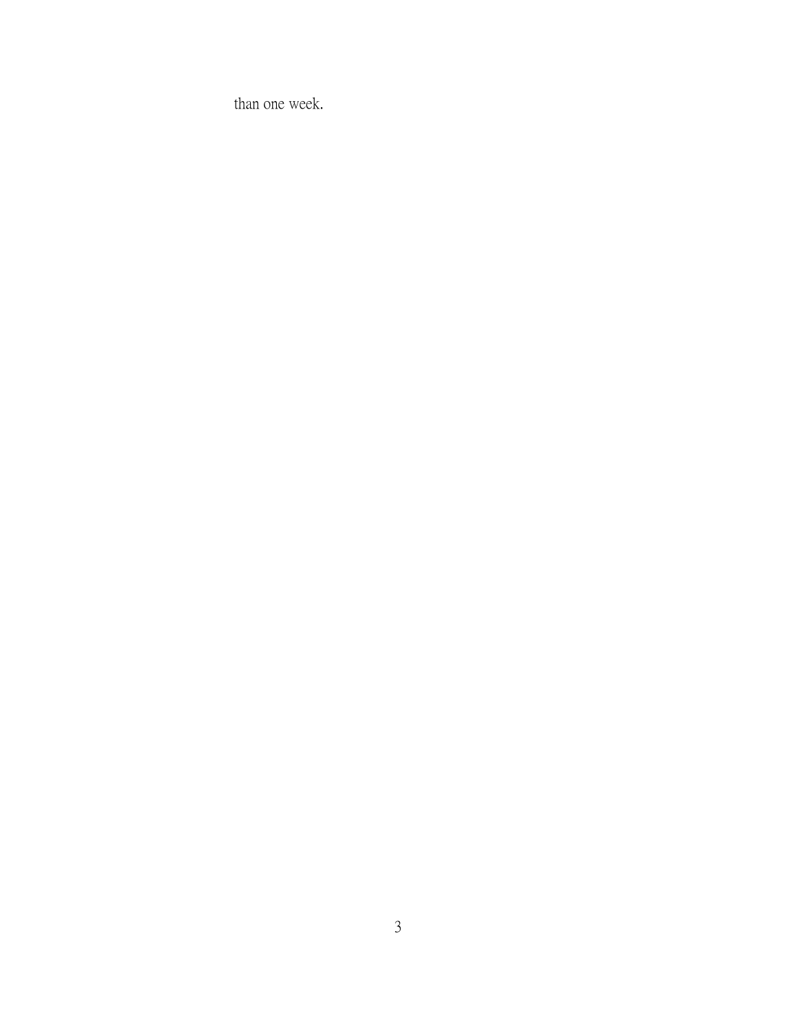than one week.